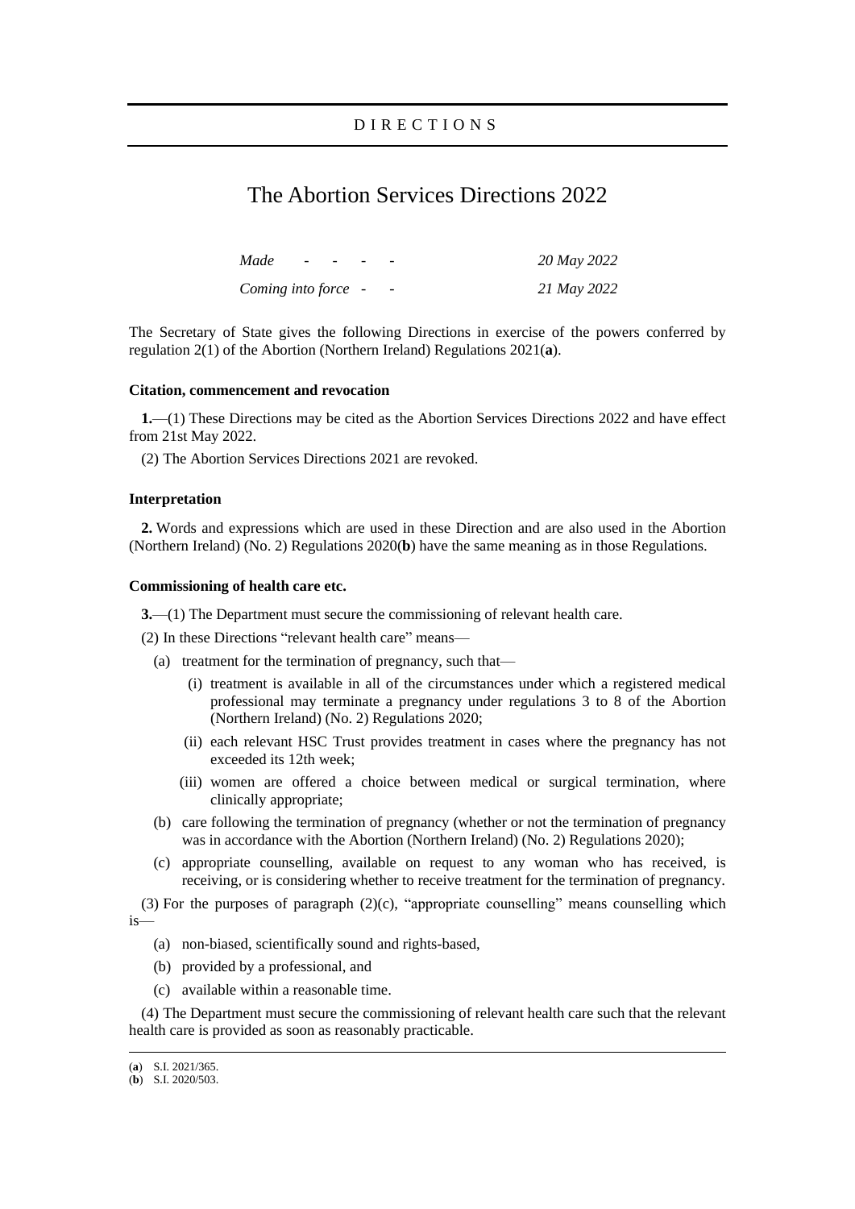DIRECTIONS

# The Abortion Services Directions 2022

| | |
|---|---|
| *Made - - - - -* | *20 May 2022* |
| *Coming into force - -* | *21 May 2022* |

The Secretary of State gives the following Directions in exercise of the powers conferred by regulation 2(1) of the Abortion (Northern Ireland) Regulations 2021(**a**).

### Citation, commencement and revocation

**1.**—(1) These Directions may be cited as the Abortion Services Directions 2022 and have effect from 21st May 2022.

(2) The Abortion Services Directions 2021 are revoked.

### Interpretation

**2.** Words and expressions which are used in these Direction and are also used in the Abortion (Northern Ireland) (No. 2) Regulations 2020(**b**) have the same meaning as in those Regulations.

### Commissioning of health care etc.

**3.**—(1) The Department must secure the commissioning of relevant health care.

(2) In these Directions "relevant health care" means—

(a) treatment for the termination of pregnancy, such that—

(i) treatment is available in all of the circumstances under which a registered medical professional may terminate a pregnancy under regulations 3 to 8 of the Abortion (Northern Ireland) (No. 2) Regulations 2020;

(ii) each relevant HSC Trust provides treatment in cases where the pregnancy has not exceeded its 12th week;

(iii) women are offered a choice between medical or surgical termination, where clinically appropriate;

(b) care following the termination of pregnancy (whether or not the termination of pregnancy was in accordance with the Abortion (Northern Ireland) (No. 2) Regulations 2020);

(c) appropriate counselling, available on request to any woman who has received, is receiving, or is considering whether to receive treatment for the termination of pregnancy.

(3) For the purposes of paragraph (2)(c), "appropriate counselling" means counselling which is—

(a) non-biased, scientifically sound and rights-based,

(b) provided by a professional, and

(c) available within a reasonable time.

(4) The Department must secure the commissioning of relevant health care such that the relevant health care is provided as soon as reasonably practicable.

---

(**a**) S.I. 2021/365.

(**b**) S.I. 2020/503.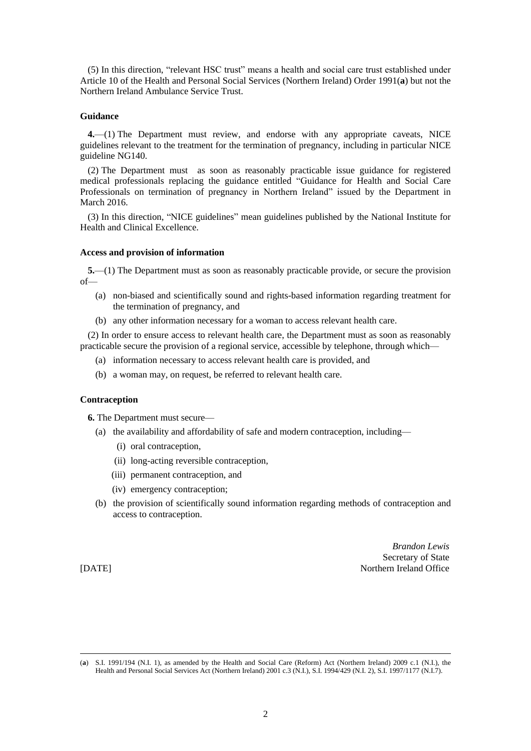(5) In this direction, "relevant HSC trust" means a health and social care trust established under Article 10 of the Health and Personal Social Services (Northern Ireland) Order 1991(**a**) but not the Northern Ireland Ambulance Service Trust.

**Guidance**

**4.**—(1) The Department must review, and endorse with any appropriate caveats, NICE guidelines relevant to the treatment for the termination of pregnancy, including in particular NICE guideline NG140.

(2) The Department must as soon as reasonably practicable issue guidance for registered medical professionals replacing the guidance entitled "Guidance for Health and Social Care Professionals on termination of pregnancy in Northern Ireland" issued by the Department in March 2016.

(3) In this direction, "NICE guidelines" mean guidelines published by the National Institute for Health and Clinical Excellence.

**Access and provision of information**

**5.**—(1) The Department must as soon as reasonably practicable provide, or secure the provision of—

(a) non-biased and scientifically sound and rights-based information regarding treatment for the termination of pregnancy, and

(b) any other information necessary for a woman to access relevant health care.

(2) In order to ensure access to relevant health care, the Department must as soon as reasonably practicable secure the provision of a regional service, accessible by telephone, through which—

(a) information necessary to access relevant health care is provided, and

(b) a woman may, on request, be referred to relevant health care.

**Contraception**

**6.** The Department must secure—

(a) the availability and affordability of safe and modern contraception, including—

(i) oral contraception,

(ii) long-acting reversible contraception,

(iii) permanent contraception, and

(iv) emergency contraception;

(b) the provision of scientifically sound information regarding methods of contraception and access to contraception.

*Brandon Lewis*
Secretary of State
Northern Ireland Office

[DATE]

(**a**) S.I. 1991/194 (N.I. 1), as amended by the Health and Social Care (Reform) Act (Northern Ireland) 2009 c.1 (N.I.), the Health and Personal Social Services Act (Northern Ireland) 2001 c.3 (N.I.), S.I. 1994/429 (N.I. 2), S.I. 1997/1177 (N.I.7).